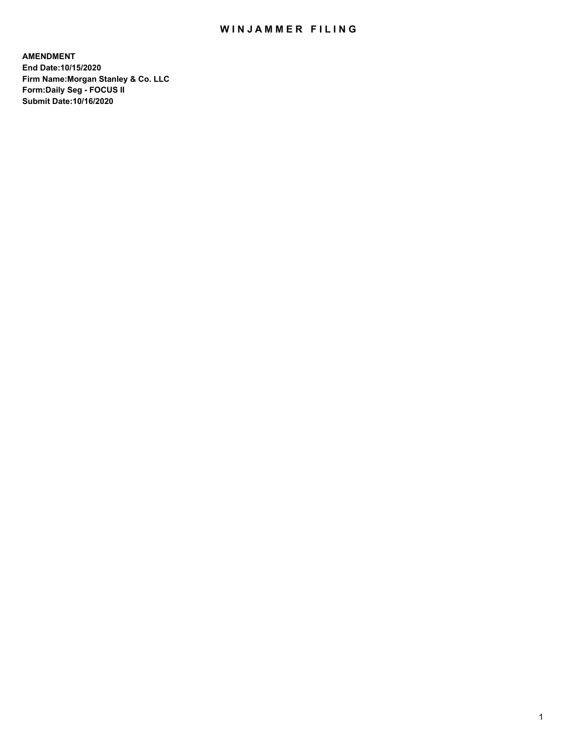# WINJAMMER FILING

**AMENDMENT**
**End Date:10/15/2020**
**Firm Name:Morgan Stanley & Co. LLC**
**Form:Daily Seg - FOCUS II**
**Submit Date:10/16/2020**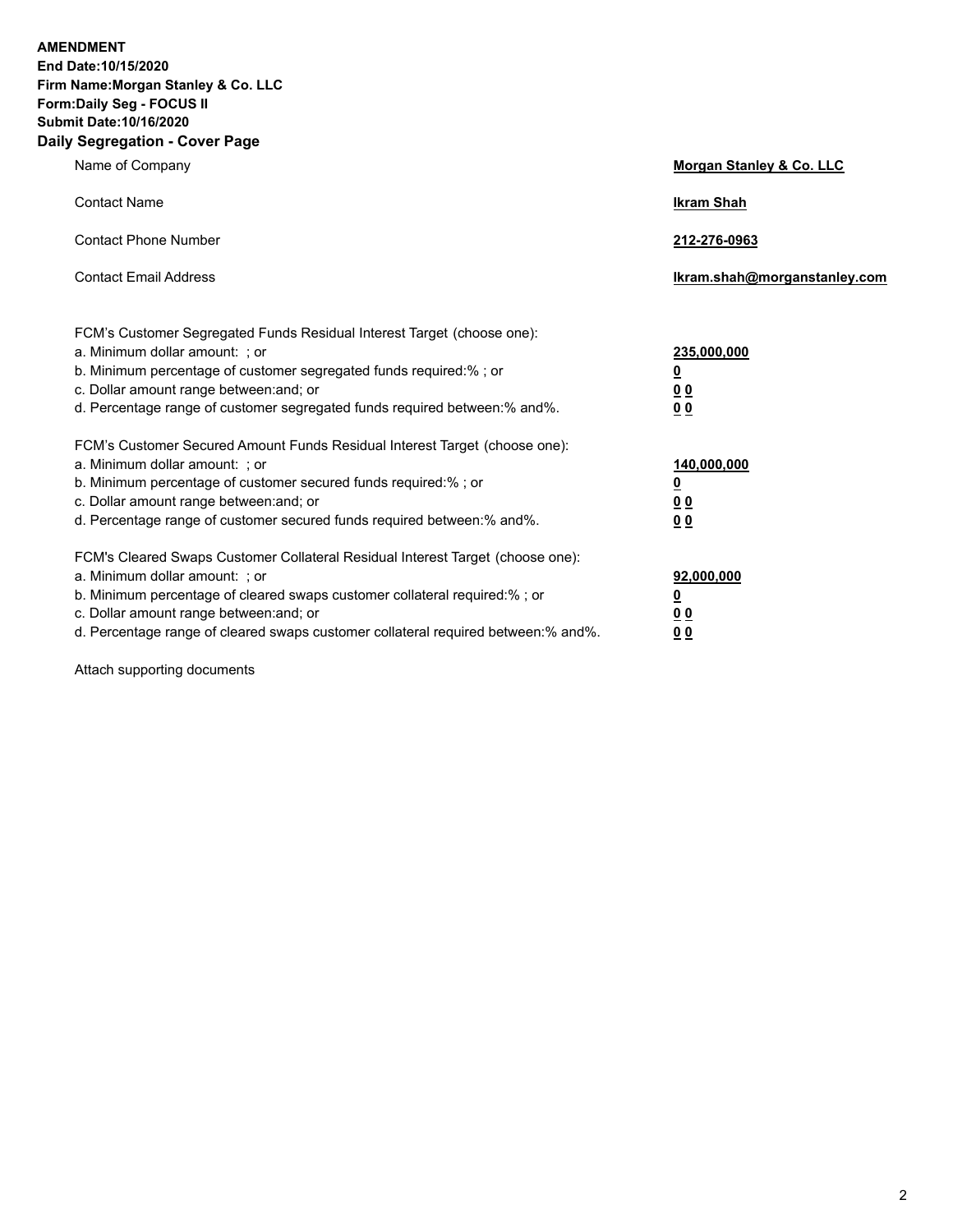**AMENDMENT**
**End Date:10/15/2020**
**Firm Name:Morgan Stanley & Co. LLC**
**Form:Daily Seg - FOCUS II**
**Submit Date:10/16/2020**

## Daily Segregation - Cover Page

| | |
|---|---|
| Name of Company | **Morgan Stanley & Co. LLC** |
| Contact Name | **Ikram Shah** |
| Contact Phone Number | **212-276-0963** |
| Contact Email Address | **Ikram.shah@morganstanley.com** |

| | |
|---|---|
| FCM's Customer Segregated Funds Residual Interest Target (choose one): | |
| a. Minimum dollar amount: ; or | **235,000,000** |
| b. Minimum percentage of customer segregated funds required:% ; or | **0** |
| c. Dollar amount range between:and; or | **0 0** |
| d. Percentage range of customer segregated funds required between:% and%. | **0 0** |
| FCM's Customer Secured Amount Funds Residual Interest Target (choose one): | |
| a. Minimum dollar amount: ; or | **140,000,000** |
| b. Minimum percentage of customer secured funds required:% ; or | **0** |
| c. Dollar amount range between:and; or | **0 0** |
| d. Percentage range of customer secured funds required between:% and%. | **0 0** |
| FCM's Cleared Swaps Customer Collateral Residual Interest Target (choose one): | |
| a. Minimum dollar amount: ; or | **92,000,000** |
| b. Minimum percentage of cleared swaps customer collateral required:% ; or | **0** |
| c. Dollar amount range between:and; or | **0 0** |
| d. Percentage range of cleared swaps customer collateral required between:% and%. | **0 0** |

Attach supporting documents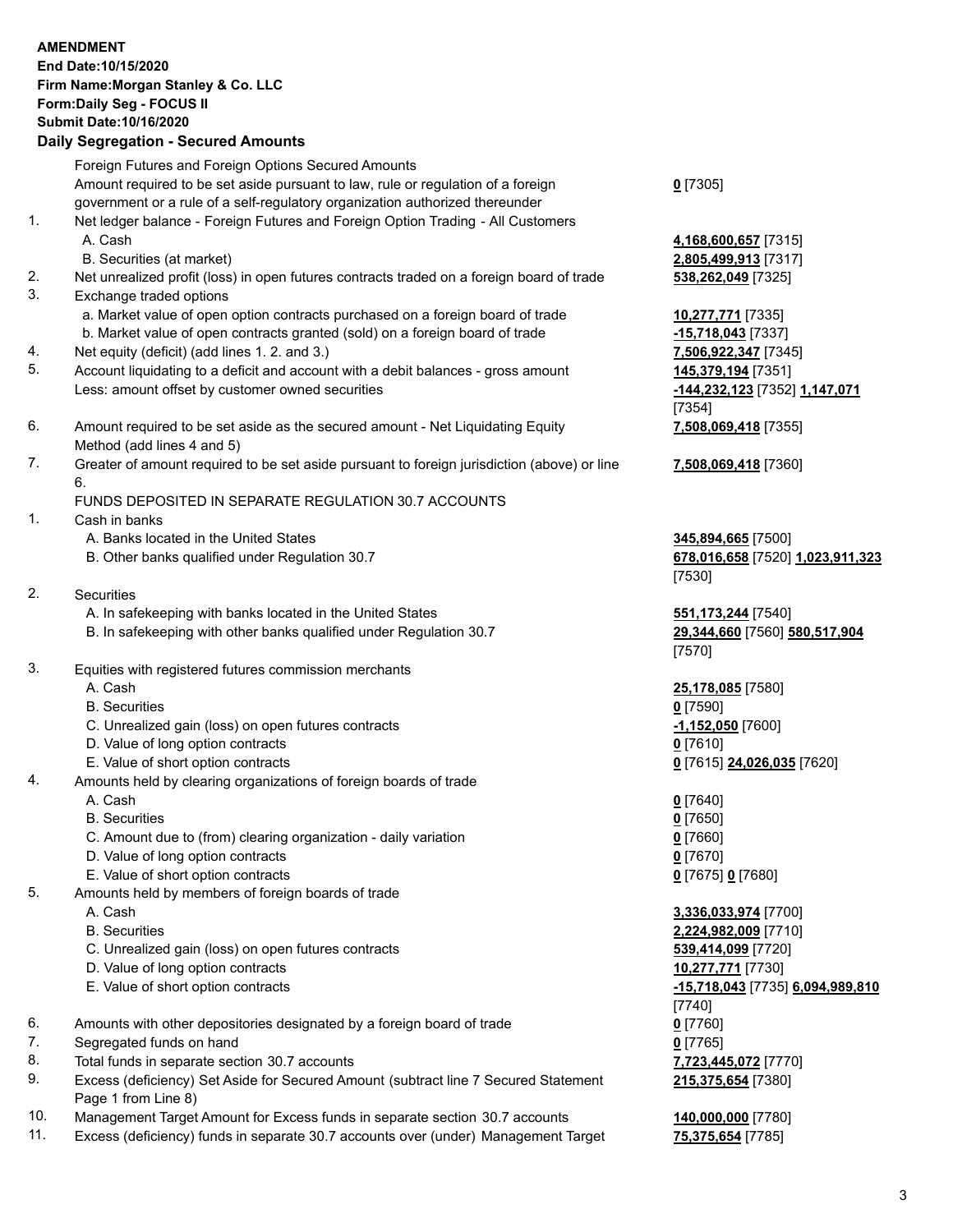**AMENDMENT**
**End Date:10/15/2020**
**Firm Name:Morgan Stanley & Co. LLC**
**Form:Daily Seg - FOCUS II**
**Submit Date:10/16/2020**

**Daily Segregation - Secured Amounts**

| | | |
|---|---|---|
| | Foreign Futures and Foreign Options Secured Amounts | |
| | Amount required to be set aside pursuant to law, rule or regulation of a foreign government or a rule of a self-regulatory organization authorized thereunder | **0** [7305] |
| 1. | Net ledger balance - Foreign Futures and Foreign Option Trading - All Customers | |
| | A. Cash | **4,168,600,657** [7315] |
| | B. Securities (at market) | **2,805,499,913** [7317] |
| 2. | Net unrealized profit (loss) in open futures contracts traded on a foreign board of trade | **538,262,049** [7325] |
| 3. | Exchange traded options | |
| | a. Market value of open option contracts purchased on a foreign board of trade | **10,277,771** [7335] |
| | b. Market value of open contracts granted (sold) on a foreign board of trade | **-15,718,043** [7337] |
| 4. | Net equity (deficit) (add lines 1. 2. and 3.) | **7,506,922,347** [7345] |
| 5. | Account liquidating to a deficit and account with a debit balances - gross amount | **145,379,194** [7351] |
| | Less: amount offset by customer owned securities | **-144,232,123** [7352] **1,147,071** [7354] |
| 6. | Amount required to be set aside as the secured amount - Net Liquidating Equity Method (add lines 4 and 5) | **7,508,069,418** [7355] |
| 7. | Greater of amount required to be set aside pursuant to foreign jurisdiction (above) or line 6. | **7,508,069,418** [7360] |
| | FUNDS DEPOSITED IN SEPARATE REGULATION 30.7 ACCOUNTS | |
| 1. | Cash in banks | |
| | A. Banks located in the United States | **345,894,665** [7500] |
| | B. Other banks qualified under Regulation 30.7 | **678,016,658** [7520] **1,023,911,323** [7530] |
| 2. | Securities | |
| | A. In safekeeping with banks located in the United States | **551,173,244** [7540] |
| | B. In safekeeping with other banks qualified under Regulation 30.7 | **29,344,660** [7560] **580,517,904** [7570] |
| 3. | Equities with registered futures commission merchants | |
| | A. Cash | **25,178,085** [7580] |
| | B. Securities | **0** [7590] |
| | C. Unrealized gain (loss) on open futures contracts | **-1,152,050** [7600] |
| | D. Value of long option contracts | **0** [7610] |
| | E. Value of short option contracts | **0** [7615] **24,026,035** [7620] |
| 4. | Amounts held by clearing organizations of foreign boards of trade | |
| | A. Cash | **0** [7640] |
| | B. Securities | **0** [7650] |
| | C. Amount due to (from) clearing organization - daily variation | **0** [7660] |
| | D. Value of long option contracts | **0** [7670] |
| | E. Value of short option contracts | **0** [7675] **0** [7680] |
| 5. | Amounts held by members of foreign boards of trade | |
| | A. Cash | **3,336,033,974** [7700] |
| | B. Securities | **2,224,982,009** [7710] |
| | C. Unrealized gain (loss) on open futures contracts | **539,414,099** [7720] |
| | D. Value of long option contracts | **10,277,771** [7730] |
| | E. Value of short option contracts | **-15,718,043** [7735] **6,094,989,810** [7740] |
| 6. | Amounts with other depositories designated by a foreign board of trade | **0** [7760] |
| 7. | Segregated funds on hand | **0** [7765] |
| 8. | Total funds in separate section 30.7 accounts | **7,723,445,072** [7770] |
| 9. | Excess (deficiency) Set Aside for Secured Amount (subtract line 7 Secured Statement Page 1 from Line 8) | **215,375,654** [7380] |
| 10. | Management Target Amount for Excess funds in separate section 30.7 accounts | **140,000,000** [7780] |
| 11. | Excess (deficiency) funds in separate 30.7 accounts over (under) Management Target | **75,375,654** [7785] |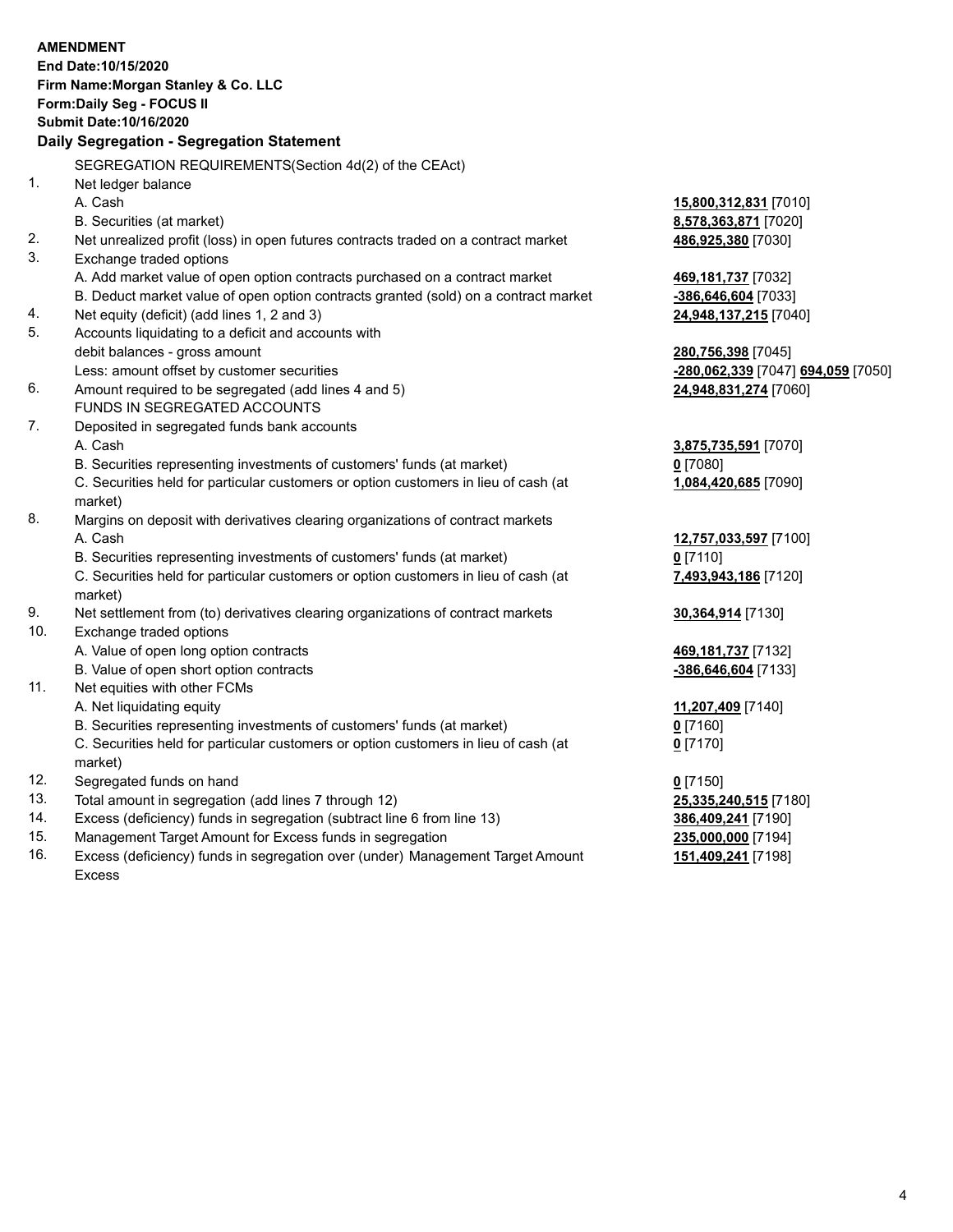**AMENDMENT**
**End Date:10/15/2020**
**Firm Name:Morgan Stanley & Co. LLC**
**Form:Daily Seg - FOCUS II**
**Submit Date:10/16/2020**

**Daily Segregation - Segregation Statement**

SEGREGATION REQUIREMENTS(Section 4d(2) of the CEAct)

| | | |
|---|---|---|
| 1. | Net ledger balance | |
| | A. Cash | **15,800,312,831** [7010] |
| | B. Securities (at market) | **8,578,363,871** [7020] |
| 2. | Net unrealized profit (loss) in open futures contracts traded on a contract market | **486,925,380** [7030] |
| 3. | Exchange traded options | |
| | A. Add market value of open option contracts purchased on a contract market | **469,181,737** [7032] |
| | B. Deduct market value of open option contracts granted (sold) on a contract market | **-386,646,604** [7033] |
| 4. | Net equity (deficit) (add lines 1, 2 and 3) | **24,948,137,215** [7040] |
| 5. | Accounts liquidating to a deficit and accounts with debit balances - gross amount | **280,756,398** [7045] |
| | Less: amount offset by customer securities | **-280,062,339** [7047] **694,059** [7050] |
| 6. | Amount required to be segregated (add lines 4 and 5) | **24,948,831,274** [7060] |
| | FUNDS IN SEGREGATED ACCOUNTS | |
| 7. | Deposited in segregated funds bank accounts | |
| | A. Cash | **3,875,735,591** [7070] |
| | B. Securities representing investments of customers' funds (at market) | **0** [7080] |
| | C. Securities held for particular customers or option customers in lieu of cash (at market) | **1,084,420,685** [7090] |
| 8. | Margins on deposit with derivatives clearing organizations of contract markets | |
| | A. Cash | **12,757,033,597** [7100] |
| | B. Securities representing investments of customers' funds (at market) | **0** [7110] |
| | C. Securities held for particular customers or option customers in lieu of cash (at market) | **7,493,943,186** [7120] |
| 9. | Net settlement from (to) derivatives clearing organizations of contract markets | **30,364,914** [7130] |
| 10. | Exchange traded options | |
| | A. Value of open long option contracts | **469,181,737** [7132] |
| | B. Value of open short option contracts | **-386,646,604** [7133] |
| 11. | Net equities with other FCMs | |
| | A. Net liquidating equity | **11,207,409** [7140] |
| | B. Securities representing investments of customers' funds (at market) | **0** [7160] |
| | C. Securities held for particular customers or option customers in lieu of cash (at market) | **0** [7170] |
| 12. | Segregated funds on hand | **0** [7150] |
| 13. | Total amount in segregation (add lines 7 through 12) | **25,335,240,515** [7180] |
| 14. | Excess (deficiency) funds in segregation (subtract line 6 from line 13) | **386,409,241** [7190] |
| 15. | Management Target Amount for Excess funds in segregation | **235,000,000** [7194] |
| 16. | Excess (deficiency) funds in segregation over (under) Management Target Amount Excess | **151,409,241** [7198] |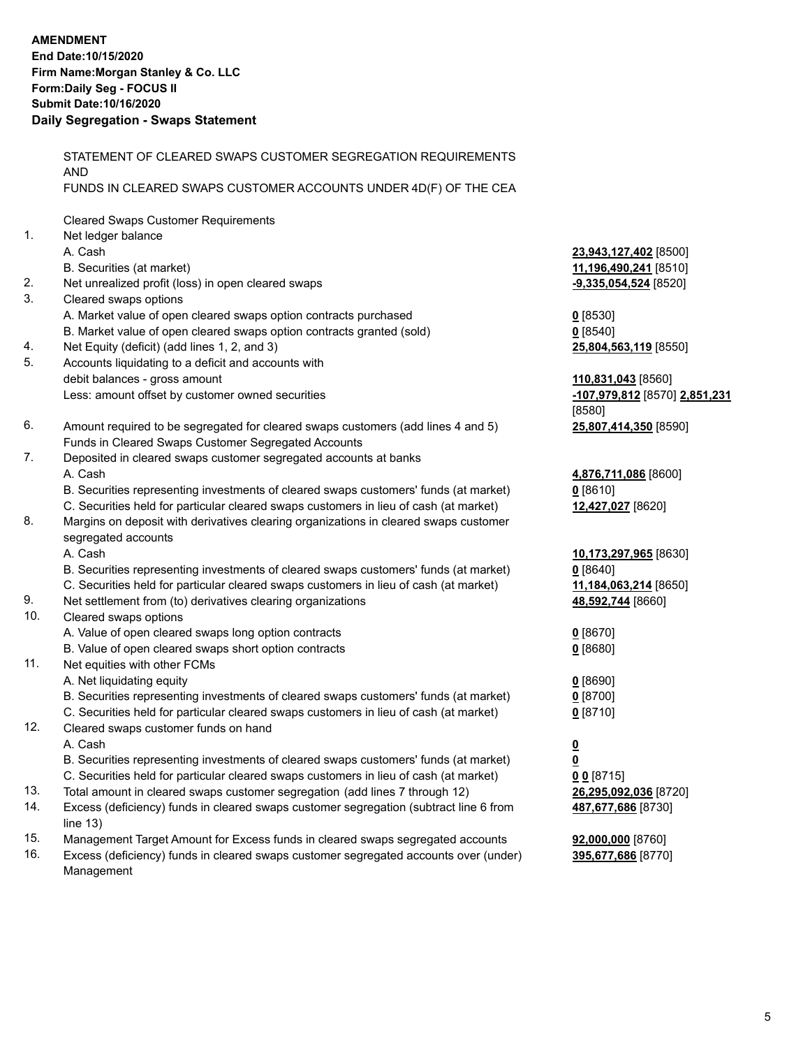**AMENDMENT**
**End Date:10/15/2020**
**Firm Name:Morgan Stanley & Co. LLC**
**Form:Daily Seg - FOCUS II**
**Submit Date:10/16/2020**
**Daily Segregation - Swaps Statement**

STATEMENT OF CLEARED SWAPS CUSTOMER SEGREGATION REQUIREMENTS AND FUNDS IN CLEARED SWAPS CUSTOMER ACCOUNTS UNDER 4D(F) OF THE CEA

| | | |
|---|---|---|
| | Cleared Swaps Customer Requirements | |
| 1. | Net ledger balance | |
| | A. Cash | **23,943,127,402** [8500] |
| | B. Securities (at market) | **11,196,490,241** [8510] |
| 2. | Net unrealized profit (loss) in open cleared swaps | **-9,335,054,524** [8520] |
| 3. | Cleared swaps options | |
| | A. Market value of open cleared swaps option contracts purchased | **0** [8530] |
| | B. Market value of open cleared swaps option contracts granted (sold) | **0** [8540] |
| 4. | Net Equity (deficit) (add lines 1, 2, and 3) | **25,804,563,119** [8550] |
| 5. | Accounts liquidating to a deficit and accounts with debit balances - gross amount | **110,831,043** [8560] |
| | Less: amount offset by customer owned securities | **-107,979,812** [8570] **2,851,231** [8580] |
| 6. | Amount required to be segregated for cleared swaps customers (add lines 4 and 5) | **25,807,414,350** [8590] |
| | Funds in Cleared Swaps Customer Segregated Accounts | |
| 7. | Deposited in cleared swaps customer segregated accounts at banks | |
| | A. Cash | **4,876,711,086** [8600] |
| | B. Securities representing investments of cleared swaps customers' funds (at market) | **0** [8610] |
| | C. Securities held for particular cleared swaps customers in lieu of cash (at market) | **12,427,027** [8620] |
| 8. | Margins on deposit with derivatives clearing organizations in cleared swaps customer segregated accounts | |
| | A. Cash | **10,173,297,965** [8630] |
| | B. Securities representing investments of cleared swaps customers' funds (at market) | **0** [8640] |
| | C. Securities held for particular cleared swaps customers in lieu of cash (at market) | **11,184,063,214** [8650] |
| 9. | Net settlement from (to) derivatives clearing organizations | **48,592,744** [8660] |
| 10. | Cleared swaps options | |
| | A. Value of open cleared swaps long option contracts | **0** [8670] |
| | B. Value of open cleared swaps short option contracts | **0** [8680] |
| 11. | Net equities with other FCMs | |
| | A. Net liquidating equity | **0** [8690] |
| | B. Securities representing investments of cleared swaps customers' funds (at market) | **0** [8700] |
| | C. Securities held for particular cleared swaps customers in lieu of cash (at market) | **0** [8710] |
| 12. | Cleared swaps customer funds on hand | |
| | A. Cash | **0** |
| | B. Securities representing investments of cleared swaps customers' funds (at market) | **0** |
| | C. Securities held for particular cleared swaps customers in lieu of cash (at market) | **0** **0** [8715] |
| 13. | Total amount in cleared swaps customer segregation (add lines 7 through 12) | **26,295,092,036** [8720] |
| 14. | Excess (deficiency) funds in cleared swaps customer segregation (subtract line 6 from line 13) | **487,677,686** [8730] |
| 15. | Management Target Amount for Excess funds in cleared swaps segregated accounts | **92,000,000** [8760] |
| 16. | Excess (deficiency) funds in cleared swaps customer segregated accounts over (under) Management | **395,677,686** [8770] |